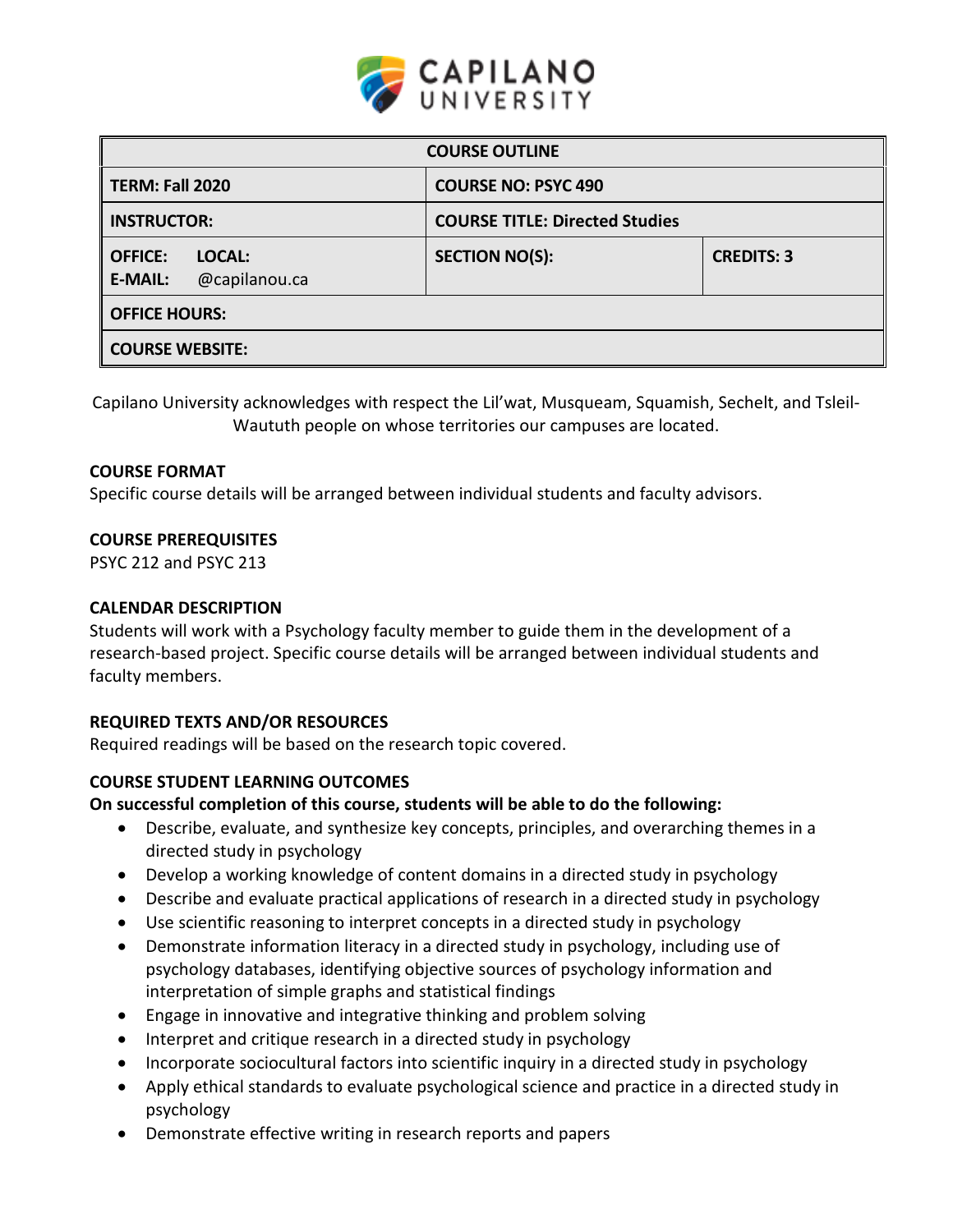CAPILANO UNIVERSITY

| COURSE OUTLINE | | |
| --- | --- | --- |
| **TERM: Fall 2020** | **COURSE NO: PSYC 490** | |
| **INSTRUCTOR:** | **COURSE TITLE: Directed Studies** | |
| **OFFICE: LOCAL:**<br>**E-MAIL:** @capilanou.ca | **SECTION NO(S):** | **CREDITS: 3** |
| **OFFICE HOURS:** | | |
| **COURSE WEBSITE:** | | |

Capilano University acknowledges with respect the Lil'wat, Musqueam, Squamish, Sechelt, and Tsleil-Waututh people on whose territories our campuses are located.

### COURSE FORMAT

Specific course details will be arranged between individual students and faculty advisors.

### COURSE PREREQUISITES

PSYC 212 and PSYC 213

### CALENDAR DESCRIPTION

Students will work with a Psychology faculty member to guide them in the development of a research-based project. Specific course details will be arranged between individual students and faculty members.

### REQUIRED TEXTS AND/OR RESOURCES

Required readings will be based on the research topic covered.

### COURSE STUDENT LEARNING OUTCOMES

**On successful completion of this course, students will be able to do the following:**

- Describe, evaluate, and synthesize key concepts, principles, and overarching themes in a directed study in psychology
- Develop a working knowledge of content domains in a directed study in psychology
- Describe and evaluate practical applications of research in a directed study in psychology
- Use scientific reasoning to interpret concepts in a directed study in psychology
- Demonstrate information literacy in a directed study in psychology, including use of psychology databases, identifying objective sources of psychology information and interpretation of simple graphs and statistical findings
- Engage in innovative and integrative thinking and problem solving
- Interpret and critique research in a directed study in psychology
- Incorporate sociocultural factors into scientific inquiry in a directed study in psychology
- Apply ethical standards to evaluate psychological science and practice in a directed study in psychology
- Demonstrate effective writing in research reports and papers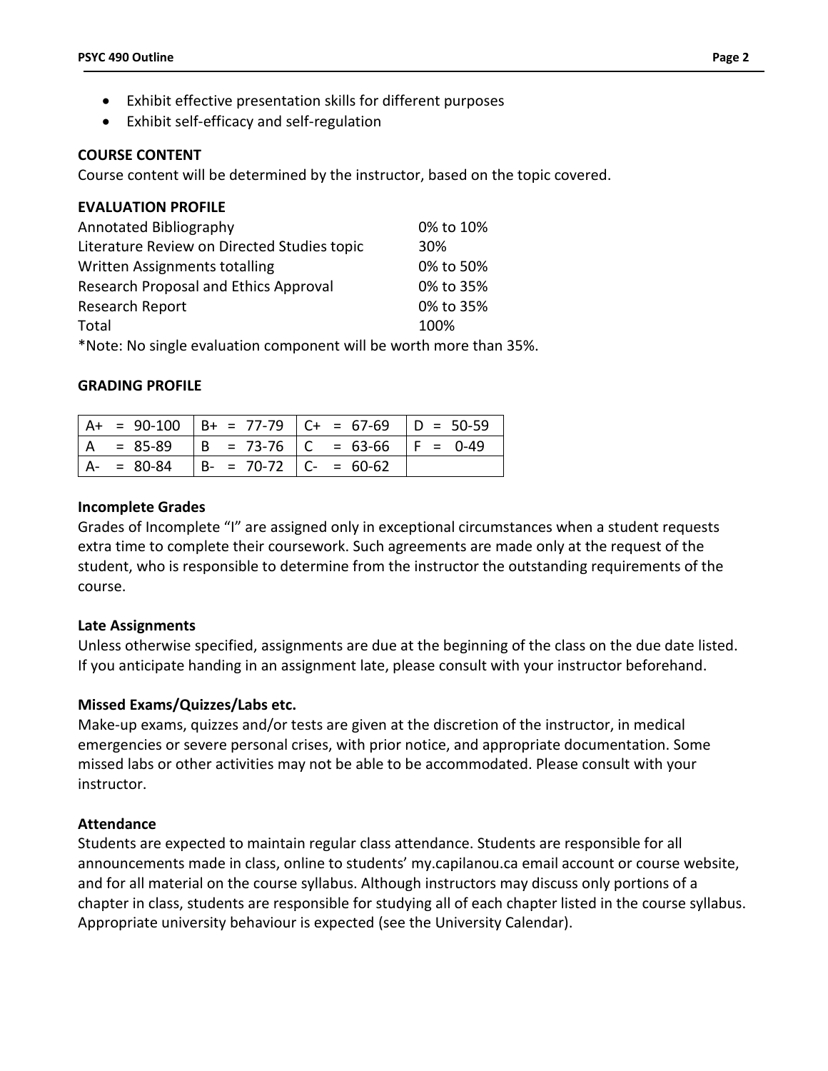- Exhibit effective presentation skills for different purposes
- Exhibit self-efficacy and self-regulation

**COURSE CONTENT**

Course content will be determined by the instructor, based on the topic covered.

**EVALUATION PROFILE**

| | |
|---|---|
| Annotated Bibliography | 0% to 10% |
| Literature Review on Directed Studies topic | 30% |
| Written Assignments totalling | 0% to 50% |
| Research Proposal and Ethics Approval | 0% to 35% |
| Research Report | 0% to 35% |
| Total | 100% |

*Note: No single evaluation component will be worth more than 35%.

**GRADING PROFILE**

| | | | |
|---|---|---|---|
| A+ = 90-100 | B+ = 77-79 | C+ = 67-69 | D = 50-59 |
| A = 85-89 | B = 73-76 | C = 63-66 | F = 0-49 |
| A- = 80-84 | B- = 70-72 | C- = 60-62 | |

**Incomplete Grades**

Grades of Incomplete "I" are assigned only in exceptional circumstances when a student requests extra time to complete their coursework. Such agreements are made only at the request of the student, who is responsible to determine from the instructor the outstanding requirements of the course.

**Late Assignments**

Unless otherwise specified, assignments are due at the beginning of the class on the due date listed. If you anticipate handing in an assignment late, please consult with your instructor beforehand.

**Missed Exams/Quizzes/Labs etc.**

Make-up exams, quizzes and/or tests are given at the discretion of the instructor, in medical emergencies or severe personal crises, with prior notice, and appropriate documentation. Some missed labs or other activities may not be able to be accommodated. Please consult with your instructor.

**Attendance**

Students are expected to maintain regular class attendance. Students are responsible for all announcements made in class, online to students' my.capilanou.ca email account or course website, and for all material on the course syllabus. Although instructors may discuss only portions of a chapter in class, students are responsible for studying all of each chapter listed in the course syllabus. Appropriate university behaviour is expected (see the University Calendar).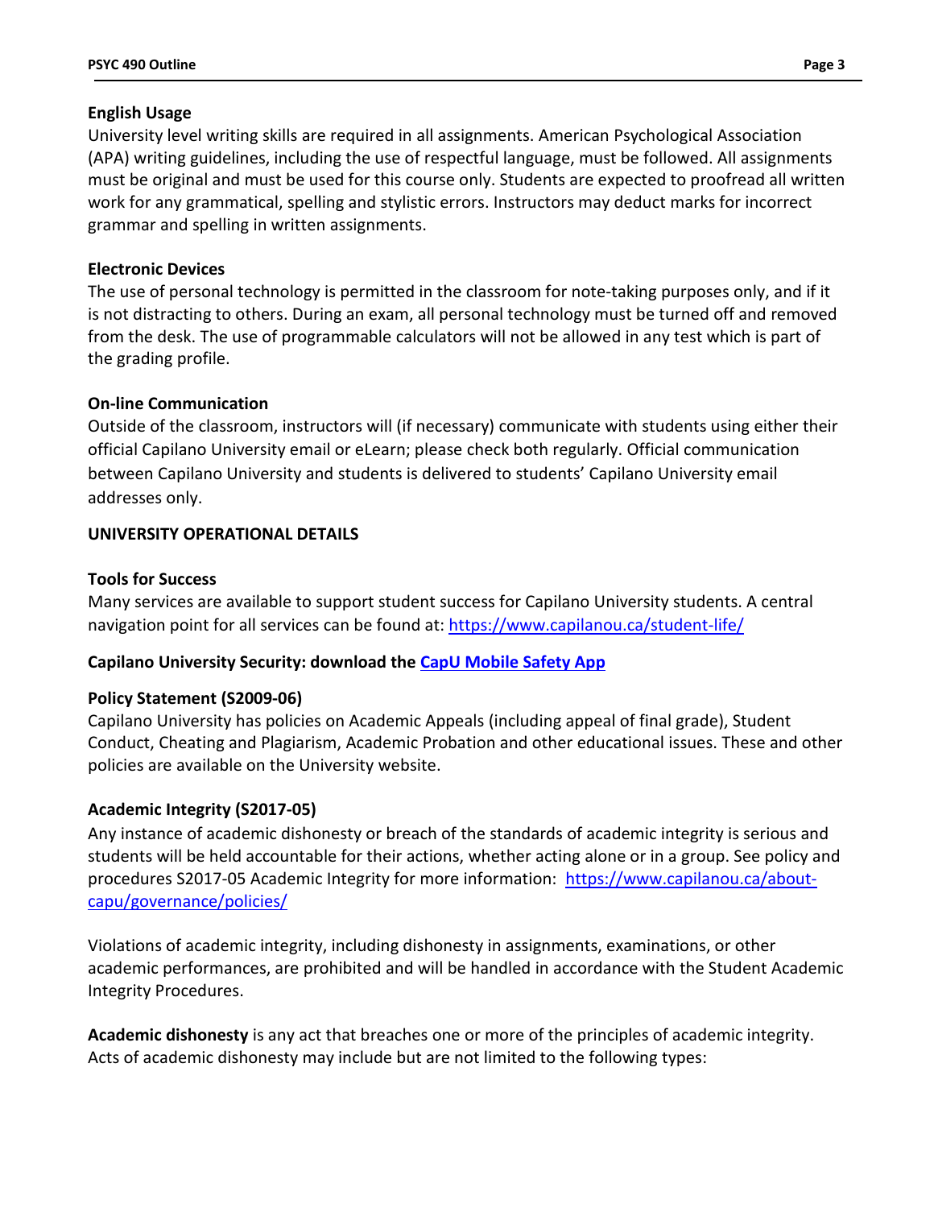### English Usage

University level writing skills are required in all assignments. American Psychological Association (APA) writing guidelines, including the use of respectful language, must be followed. All assignments must be original and must be used for this course only. Students are expected to proofread all written work for any grammatical, spelling and stylistic errors. Instructors may deduct marks for incorrect grammar and spelling in written assignments.

### Electronic Devices

The use of personal technology is permitted in the classroom for note-taking purposes only, and if it is not distracting to others. During an exam, all personal technology must be turned off and removed from the desk. The use of programmable calculators will not be allowed in any test which is part of the grading profile.

### On-line Communication

Outside of the classroom, instructors will (if necessary) communicate with students using either their official Capilano University email or eLearn; please check both regularly. Official communication between Capilano University and students is delivered to students' Capilano University email addresses only.

## UNIVERSITY OPERATIONAL DETAILS

### Tools for Success

Many services are available to support student success for Capilano University students. A central navigation point for all services can be found at: https://www.capilanou.ca/student-life/

### Capilano University Security: download the CapU Mobile Safety App

### Policy Statement (S2009-06)

Capilano University has policies on Academic Appeals (including appeal of final grade), Student Conduct, Cheating and Plagiarism, Academic Probation and other educational issues. These and other policies are available on the University website.

### Academic Integrity (S2017-05)

Any instance of academic dishonesty or breach of the standards of academic integrity is serious and students will be held accountable for their actions, whether acting alone or in a group. See policy and procedures S2017-05 Academic Integrity for more information: https://www.capilanou.ca/about-capu/governance/policies/

Violations of academic integrity, including dishonesty in assignments, examinations, or other academic performances, are prohibited and will be handled in accordance with the Student Academic Integrity Procedures.

**Academic dishonesty** is any act that breaches one or more of the principles of academic integrity. Acts of academic dishonesty may include but are not limited to the following types: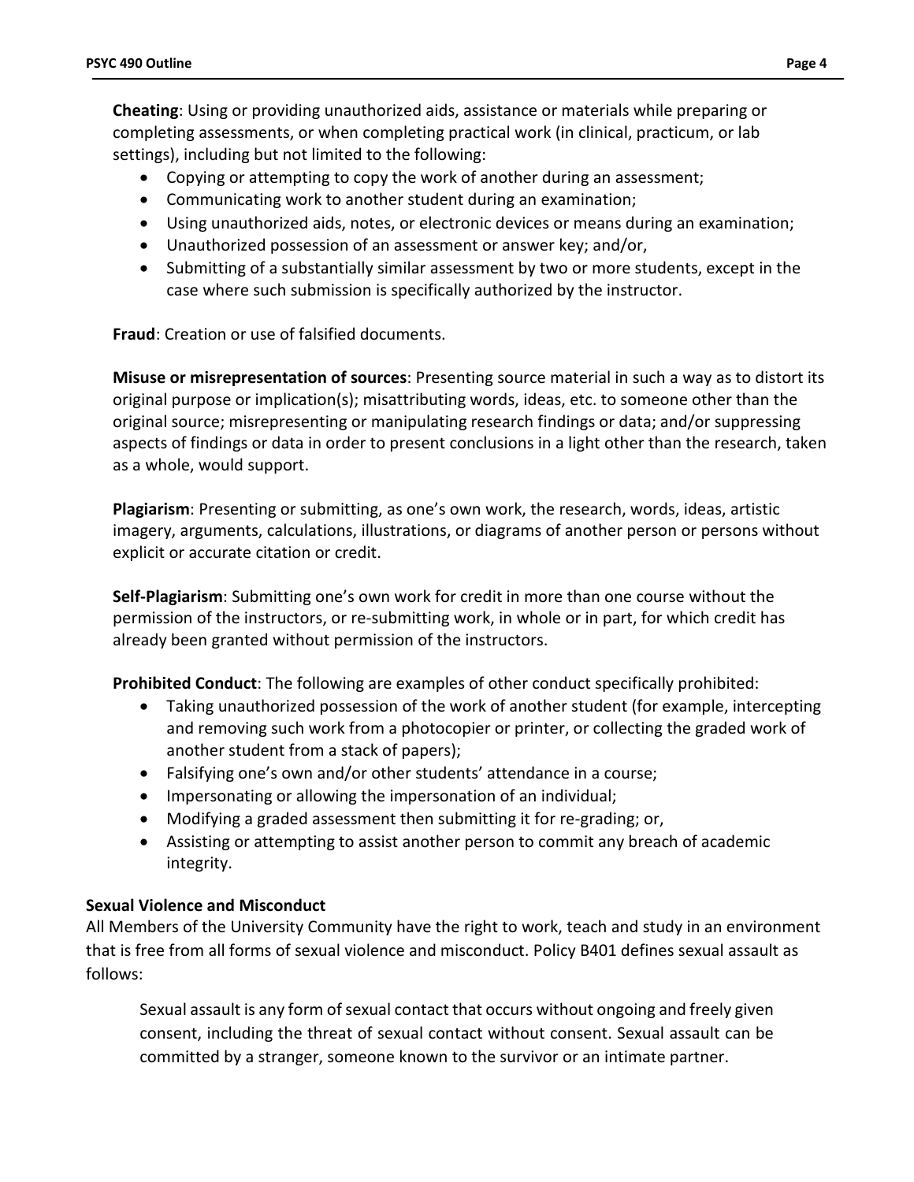**Cheating**: Using or providing unauthorized aids, assistance or materials while preparing or completing assessments, or when completing practical work (in clinical, practicum, or lab settings), including but not limited to the following:

- Copying or attempting to copy the work of another during an assessment;
- Communicating work to another student during an examination;
- Using unauthorized aids, notes, or electronic devices or means during an examination;
- Unauthorized possession of an assessment or answer key; and/or,
- Submitting of a substantially similar assessment by two or more students, except in the case where such submission is specifically authorized by the instructor.

**Fraud**: Creation or use of falsified documents.

**Misuse or misrepresentation of sources**: Presenting source material in such a way as to distort its original purpose or implication(s); misattributing words, ideas, etc. to someone other than the original source; misrepresenting or manipulating research findings or data; and/or suppressing aspects of findings or data in order to present conclusions in a light other than the research, taken as a whole, would support.

**Plagiarism**: Presenting or submitting, as one's own work, the research, words, ideas, artistic imagery, arguments, calculations, illustrations, or diagrams of another person or persons without explicit or accurate citation or credit.

**Self-Plagiarism**: Submitting one's own work for credit in more than one course without the permission of the instructors, or re-submitting work, in whole or in part, for which credit has already been granted without permission of the instructors.

**Prohibited Conduct**: The following are examples of other conduct specifically prohibited:

- Taking unauthorized possession of the work of another student (for example, intercepting and removing such work from a photocopier or printer, or collecting the graded work of another student from a stack of papers);
- Falsifying one's own and/or other students' attendance in a course;
- Impersonating or allowing the impersonation of an individual;
- Modifying a graded assessment then submitting it for re-grading; or,
- Assisting or attempting to assist another person to commit any breach of academic integrity.

**Sexual Violence and Misconduct**

All Members of the University Community have the right to work, teach and study in an environment that is free from all forms of sexual violence and misconduct. Policy B401 defines sexual assault as follows:

> Sexual assault is any form of sexual contact that occurs without ongoing and freely given consent, including the threat of sexual contact without consent. Sexual assault can be committed by a stranger, someone known to the survivor or an intimate partner.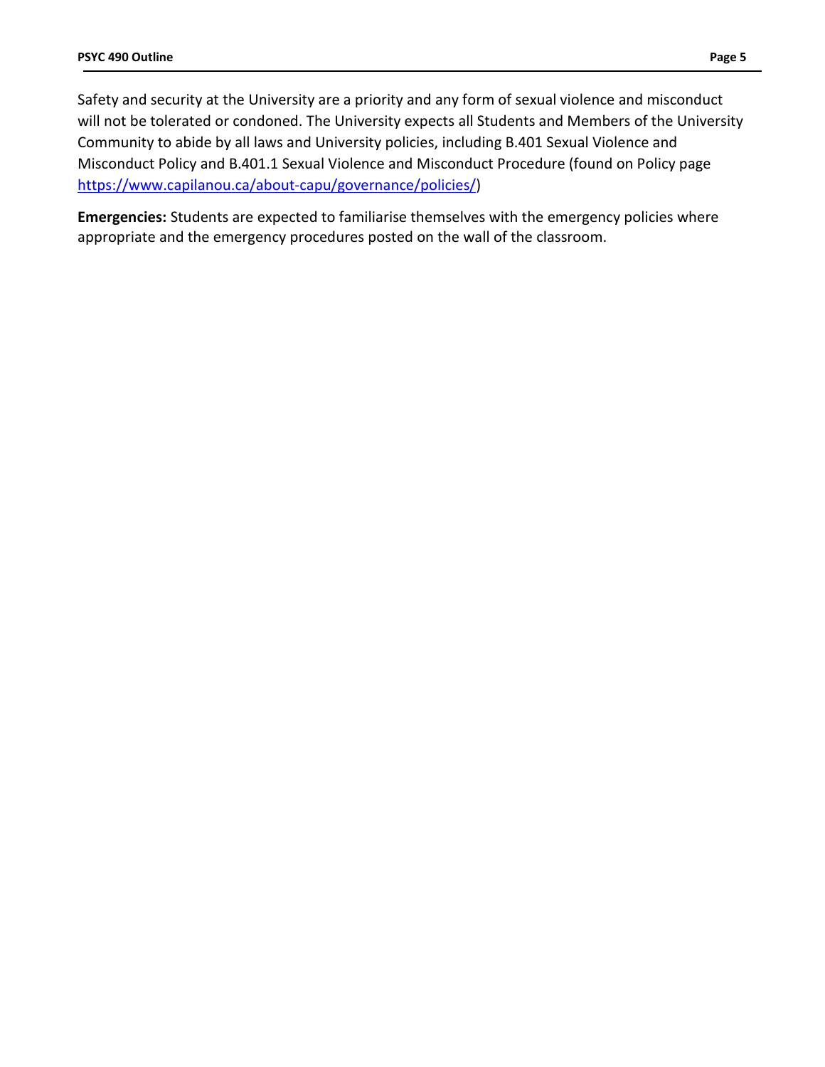Safety and security at the University are a priority and any form of sexual violence and misconduct will not be tolerated or condoned. The University expects all Students and Members of the University Community to abide by all laws and University policies, including B.401 Sexual Violence and Misconduct Policy and B.401.1 Sexual Violence and Misconduct Procedure (found on Policy page [https://www.capilanou.ca/about-capu/governance/policies/](https://www.capilanou.ca/about-capu/governance/policies/))

**Emergencies:** Students are expected to familiarise themselves with the emergency policies where appropriate and the emergency procedures posted on the wall of the classroom.